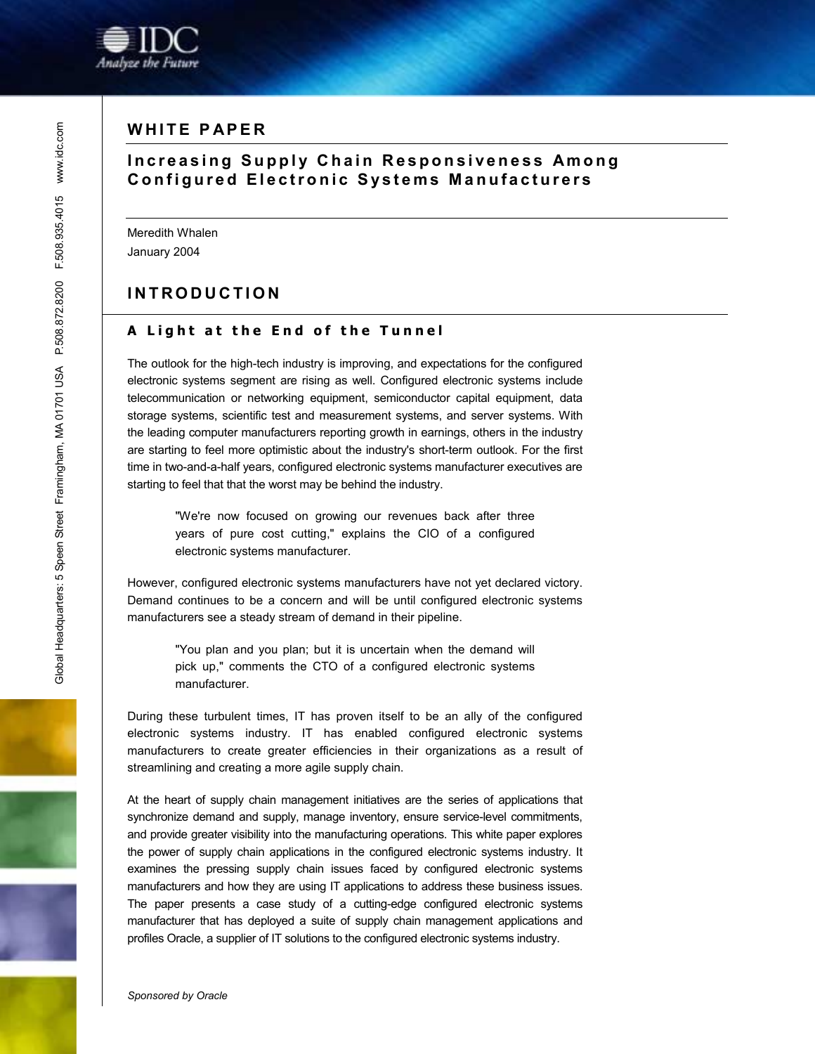# WHITE PAPER

## Increasing Supply Chain Responsiveness Among Configured Electronic Systems Manufacturers

Meredith Whalen
January 2004

## INTRODUCTION

### A Light at the End of the Tunnel

The outlook for the high-tech industry is improving, and expectations for the configured electronic systems segment are rising as well. Configured electronic systems include telecommunication or networking equipment, semiconductor capital equipment, data storage systems, scientific test and measurement systems, and server systems. With the leading computer manufacturers reporting growth in earnings, others in the industry are starting to feel more optimistic about the industry's short-term outlook. For the first time in two-and-a-half years, configured electronic systems manufacturer executives are starting to feel that that the worst may be behind the industry.

> "We're now focused on growing our revenues back after three years of pure cost cutting," explains the CIO of a configured electronic systems manufacturer.

However, configured electronic systems manufacturers have not yet declared victory. Demand continues to be a concern and will be until configured electronic systems manufacturers see a steady stream of demand in their pipeline.

> "You plan and you plan; but it is uncertain when the demand will pick up," comments the CTO of a configured electronic systems manufacturer.

During these turbulent times, IT has proven itself to be an ally of the configured electronic systems industry. IT has enabled configured electronic systems manufacturers to create greater efficiencies in their organizations as a result of streamlining and creating a more agile supply chain.

At the heart of supply chain management initiatives are the series of applications that synchronize demand and supply, manage inventory, ensure service-level commitments, and provide greater visibility into the manufacturing operations. This white paper explores the power of supply chain applications in the configured electronic systems industry. It examines the pressing supply chain issues faced by configured electronic systems manufacturers and how they are using IT applications to address these business issues. The paper presents a case study of a cutting-edge configured electronic systems manufacturer that has deployed a suite of supply chain management applications and profiles Oracle, a supplier of IT solutions to the configured electronic systems industry.

*Sponsored by Oracle*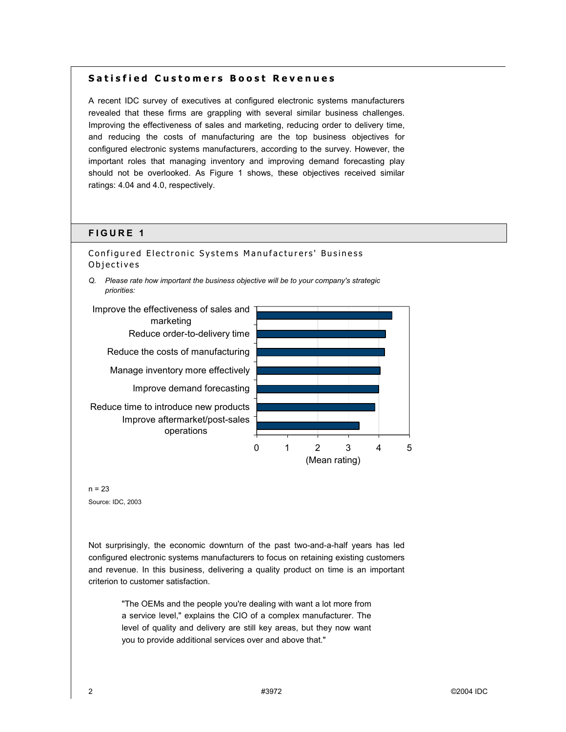## Satisfied Customers Boost Revenues

A recent IDC survey of executives at configured electronic systems manufacturers revealed that these firms are grappling with several similar business challenges. Improving the effectiveness of sales and marketing, reducing order to delivery time, and reducing the costs of manufacturing are the top business objectives for configured electronic systems manufacturers, according to the survey. However, the important roles that managing inventory and improving demand forecasting play should not be overlooked. As Figure 1 shows, these objectives received similar ratings: 4.04 and 4.0, respectively.

## FIGURE 1

Configured Electronic Systems Manufacturers' Business Objectives

*Q. Please rate how important the business objective will be to your company's strategic priorities:*

| Business objective | Mean rating (approx., read from chart) |
|---|---|
| Improve the effectiveness of sales and marketing | ~4.4 |
| Reduce order-to-delivery time | ~4.2 |
| Reduce the costs of manufacturing | ~4.2 |
| Manage inventory more effectively | 4.04 |
| Improve demand forecasting | 4.0 |
| Reduce time to introduce new products | ~3.9 |
| Improve aftermarket/post-sales operations | ~3.4 |

(Mean rating, scale 0–5)

n = 23

Source: IDC, 2003

Not surprisingly, the economic downturn of the past two-and-a-half years has led configured electronic systems manufacturers to focus on retaining existing customers and revenue. In this business, delivering a quality product on time is an important criterion to customer satisfaction.

> "The OEMs and the people you're dealing with want a lot more from a service level," explains the CIO of a complex manufacturer. The level of quality and delivery are still key areas, but they now want you to provide additional services over and above that."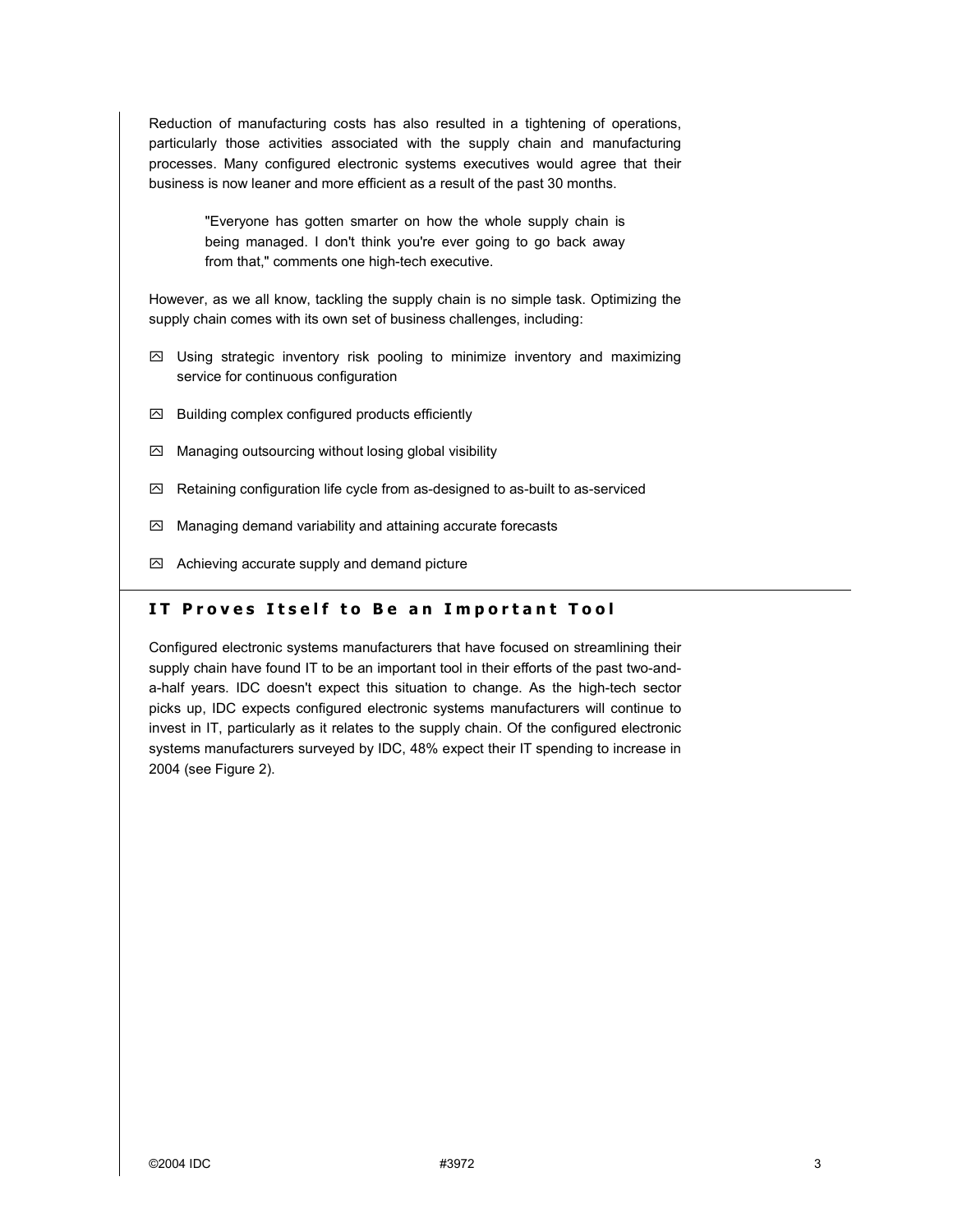Reduction of manufacturing costs has also resulted in a tightening of operations, particularly those activities associated with the supply chain and manufacturing processes. Many configured electronic systems executives would agree that their business is now leaner and more efficient as a result of the past 30 months.

> "Everyone has gotten smarter on how the whole supply chain is being managed. I don't think you're ever going to go back away from that," comments one high-tech executive.

However, as we all know, tackling the supply chain is no simple task. Optimizing the supply chain comes with its own set of business challenges, including:

- Using strategic inventory risk pooling to minimize inventory and maximizing service for continuous configuration
- Building complex configured products efficiently
- Managing outsourcing without losing global visibility
- Retaining configuration life cycle from as-designed to as-built to as-serviced
- Managing demand variability and attaining accurate forecasts
- Achieving accurate supply and demand picture

## IT Proves Itself to Be an Important Tool

Configured electronic systems manufacturers that have focused on streamlining their supply chain have found IT to be an important tool in their efforts of the past two-and-a-half years. IDC doesn't expect this situation to change. As the high-tech sector picks up, IDC expects configured electronic systems manufacturers will continue to invest in IT, particularly as it relates to the supply chain. Of the configured electronic systems manufacturers surveyed by IDC, 48% expect their IT spending to increase in 2004 (see Figure 2).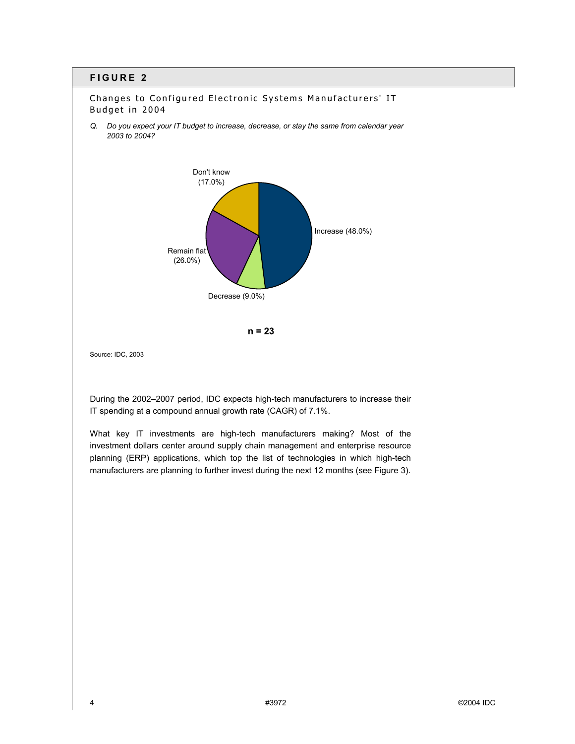## FIGURE 2

Changes to Configured Electronic Systems Manufacturers' IT Budget in 2004

*Q. Do you expect your IT budget to increase, decrease, or stay the same from calendar year 2003 to 2004?*

Don't know (17.0%)

Increase (48.0%)

Remain flat (26.0%)

Decrease (9.0%)

**n = 23**

Source: IDC, 2003

During the 2002–2007 period, IDC expects high-tech manufacturers to increase their IT spending at a compound annual growth rate (CAGR) of 7.1%.

What key IT investments are high-tech manufacturers making? Most of the investment dollars center around supply chain management and enterprise resource planning (ERP) applications, which top the list of technologies in which high-tech manufacturers are planning to further invest during the next 12 months (see Figure 3).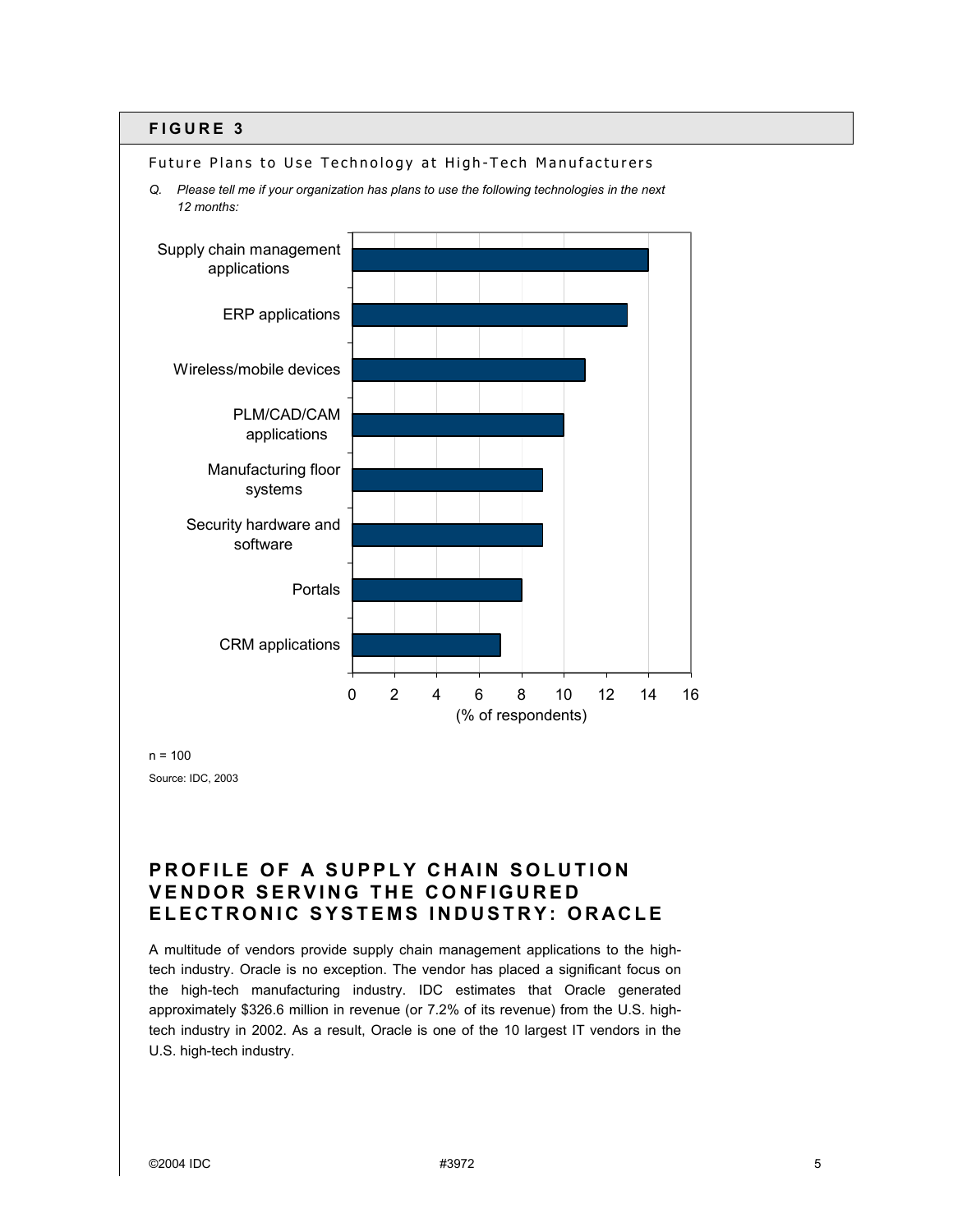## FIGURE 3

Future Plans to Use Technology at High-Tech Manufacturers

*Q. Please tell me if your organization has plans to use the following technologies in the next 12 months:*

| Technology | % of respondents |
|---|---|
| Supply chain management applications | 14 |
| ERP applications | 13 |
| Wireless/mobile devices | 11 |
| PLM/CAD/CAM applications | 10 |
| Manufacturing floor systems | 9 |
| Security hardware and software | 9 |
| Portals | 8 |
| CRM applications | 7 |

n = 100

Source: IDC, 2003

# PROFILE OF A SUPPLY CHAIN SOLUTION VENDOR SERVING THE CONFIGURED ELECTRONIC SYSTEMS INDUSTRY: ORACLE

A multitude of vendors provide supply chain management applications to the high-tech industry. Oracle is no exception. The vendor has placed a significant focus on the high-tech manufacturing industry. IDC estimates that Oracle generated approximately $326.6 million in revenue (or 7.2% of its revenue) from the U.S. high-tech industry in 2002. As a result, Oracle is one of the 10 largest IT vendors in the U.S. high-tech industry.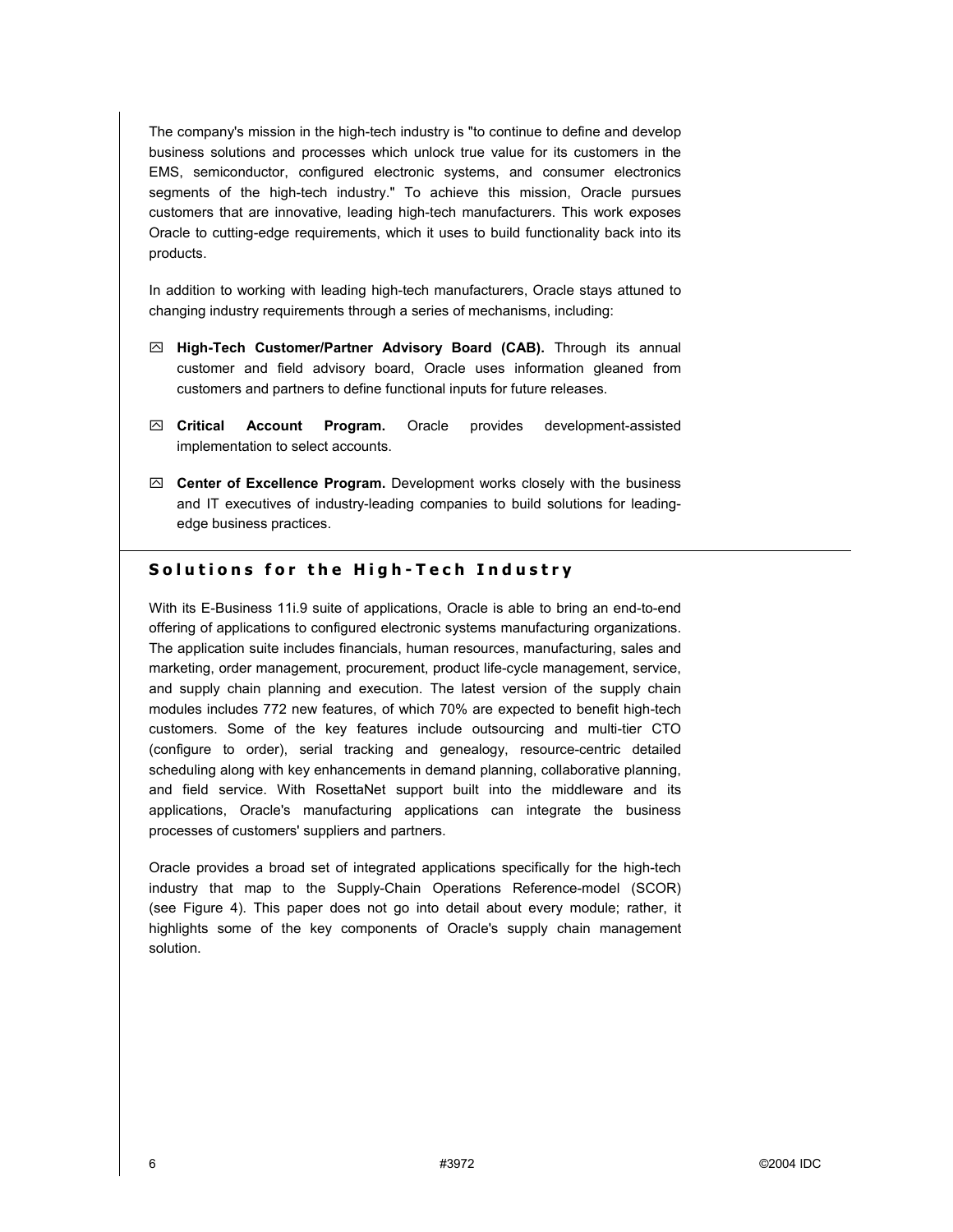The company's mission in the high-tech industry is "to continue to define and develop business solutions and processes which unlock true value for its customers in the EMS, semiconductor, configured electronic systems, and consumer electronics segments of the high-tech industry." To achieve this mission, Oracle pursues customers that are innovative, leading high-tech manufacturers. This work exposes Oracle to cutting-edge requirements, which it uses to build functionality back into its products.

In addition to working with leading high-tech manufacturers, Oracle stays attuned to changing industry requirements through a series of mechanisms, including:

- **High-Tech Customer/Partner Advisory Board (CAB).** Through its annual customer and field advisory board, Oracle uses information gleaned from customers and partners to define functional inputs for future releases.
- **Critical Account Program.** Oracle provides development-assisted implementation to select accounts.
- **Center of Excellence Program.** Development works closely with the business and IT executives of industry-leading companies to build solutions for leading-edge business practices.

## Solutions for the High-Tech Industry

With its E-Business 11i.9 suite of applications, Oracle is able to bring an end-to-end offering of applications to configured electronic systems manufacturing organizations. The application suite includes financials, human resources, manufacturing, sales and marketing, order management, procurement, product life-cycle management, service, and supply chain planning and execution. The latest version of the supply chain modules includes 772 new features, of which 70% are expected to benefit high-tech customers. Some of the key features include outsourcing and multi-tier CTO (configure to order), serial tracking and genealogy, resource-centric detailed scheduling along with key enhancements in demand planning, collaborative planning, and field service. With RosettaNet support built into the middleware and its applications, Oracle's manufacturing applications can integrate the business processes of customers' suppliers and partners.

Oracle provides a broad set of integrated applications specifically for the high-tech industry that map to the Supply-Chain Operations Reference-model (SCOR) (see Figure 4). This paper does not go into detail about every module; rather, it highlights some of the key components of Oracle's supply chain management solution.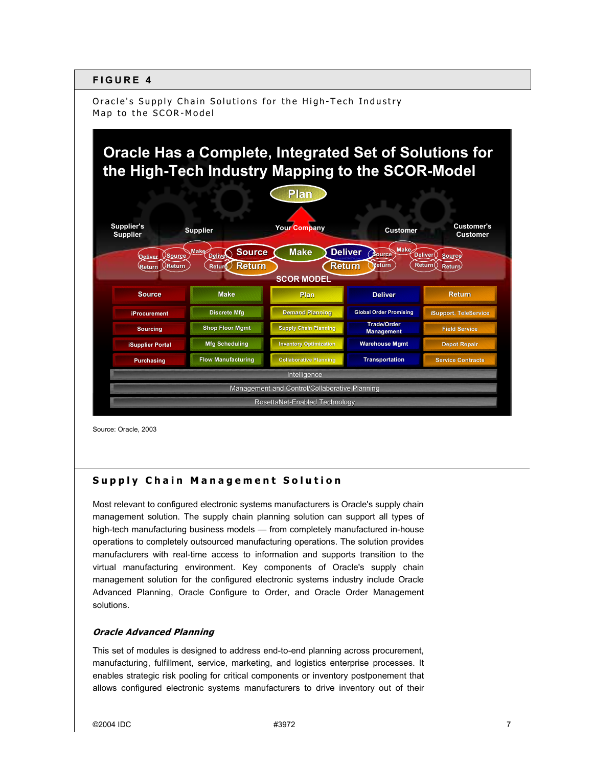## FIGURE 4

Oracle's Supply Chain Solutions for the High-Tech Industry Map to the SCOR-Model

**Oracle Has a Complete, Integrated Set of Solutions for the High-Tech Industry Mapping to the SCOR-Model**

SCOR MODEL

| Source | Make | Plan | Deliver | Return |
|---|---|---|---|---|
| iProcurement | Discrete Mfg | Demand Planning | Global Order Promising | iSupport, TeleService |
| Sourcing | Shop Floor Mgmt | Supply Chain Planning | Trade/Order Management | Field Service |
| iSupplier Portal | Mfg Scheduling | Inventory Optimization | Warehouse Mgmt | Depot Repair |
| Purchasing | Flow Manufacturing | Collaborative Planning | Transportation | Service Contracts |

Intelligence

Management and Control/Collaborative Planning

RosettaNet-Enabled Technology

Source: Oracle, 2003

## Supply Chain Management Solution

Most relevant to configured electronic systems manufacturers is Oracle's supply chain management solution. The supply chain planning solution can support all types of high-tech manufacturing business models — from completely manufactured in-house operations to completely outsourced manufacturing operations. The solution provides manufacturers with real-time access to information and supports transition to the virtual manufacturing environment. Key components of Oracle's supply chain management solution for the configured electronic systems industry include Oracle Advanced Planning, Oracle Configure to Order, and Oracle Order Management solutions.

### *Oracle Advanced Planning*

This set of modules is designed to address end-to-end planning across procurement, manufacturing, fulfillment, service, marketing, and logistics enterprise processes. It enables strategic risk pooling for critical components or inventory postponement that allows configured electronic systems manufacturers to drive inventory out of their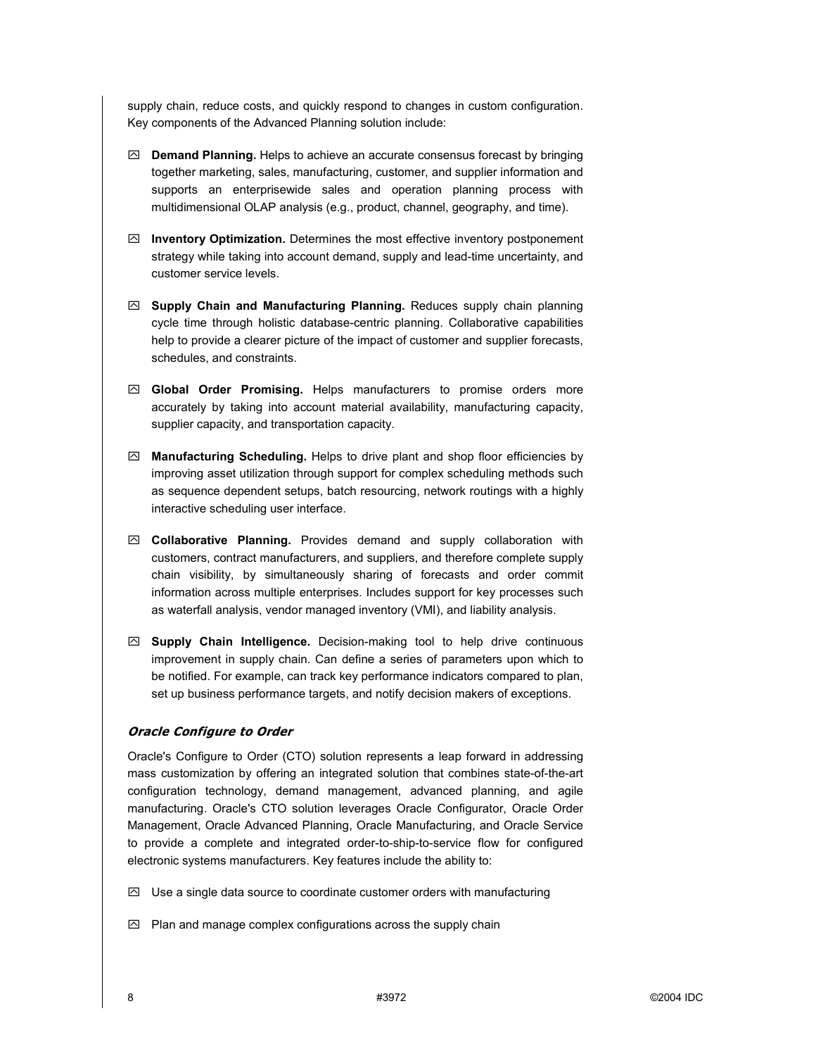supply chain, reduce costs, and quickly respond to changes in custom configuration. Key components of the Advanced Planning solution include:

- **Demand Planning.** Helps to achieve an accurate consensus forecast by bringing together marketing, sales, manufacturing, customer, and supplier information and supports an enterprisewide sales and operation planning process with multidimensional OLAP analysis (e.g., product, channel, geography, and time).

- **Inventory Optimization.** Determines the most effective inventory postponement strategy while taking into account demand, supply and lead-time uncertainty, and customer service levels.

- **Supply Chain and Manufacturing Planning.** Reduces supply chain planning cycle time through holistic database-centric planning. Collaborative capabilities help to provide a clearer picture of the impact of customer and supplier forecasts, schedules, and constraints.

- **Global Order Promising.** Helps manufacturers to promise orders more accurately by taking into account material availability, manufacturing capacity, supplier capacity, and transportation capacity.

- **Manufacturing Scheduling.** Helps to drive plant and shop floor efficiencies by improving asset utilization through support for complex scheduling methods such as sequence dependent setups, batch resourcing, network routings with a highly interactive scheduling user interface.

- **Collaborative Planning.** Provides demand and supply collaboration with customers, contract manufacturers, and suppliers, and therefore complete supply chain visibility, by simultaneously sharing of forecasts and order commit information across multiple enterprises. Includes support for key processes such as waterfall analysis, vendor managed inventory (VMI), and liability analysis.

- **Supply Chain Intelligence.** Decision-making tool to help drive continuous improvement in supply chain. Can define a series of parameters upon which to be notified. For example, can track key performance indicators compared to plan, set up business performance targets, and notify decision makers of exceptions.

### *Oracle Configure to Order*

Oracle's Configure to Order (CTO) solution represents a leap forward in addressing mass customization by offering an integrated solution that combines state-of-the-art configuration technology, demand management, advanced planning, and agile manufacturing. Oracle's CTO solution leverages Oracle Configurator, Oracle Order Management, Oracle Advanced Planning, Oracle Manufacturing, and Oracle Service to provide a complete and integrated order-to-ship-to-service flow for configured electronic systems manufacturers. Key features include the ability to:

- Use a single data source to coordinate customer orders with manufacturing

- Plan and manage complex configurations across the supply chain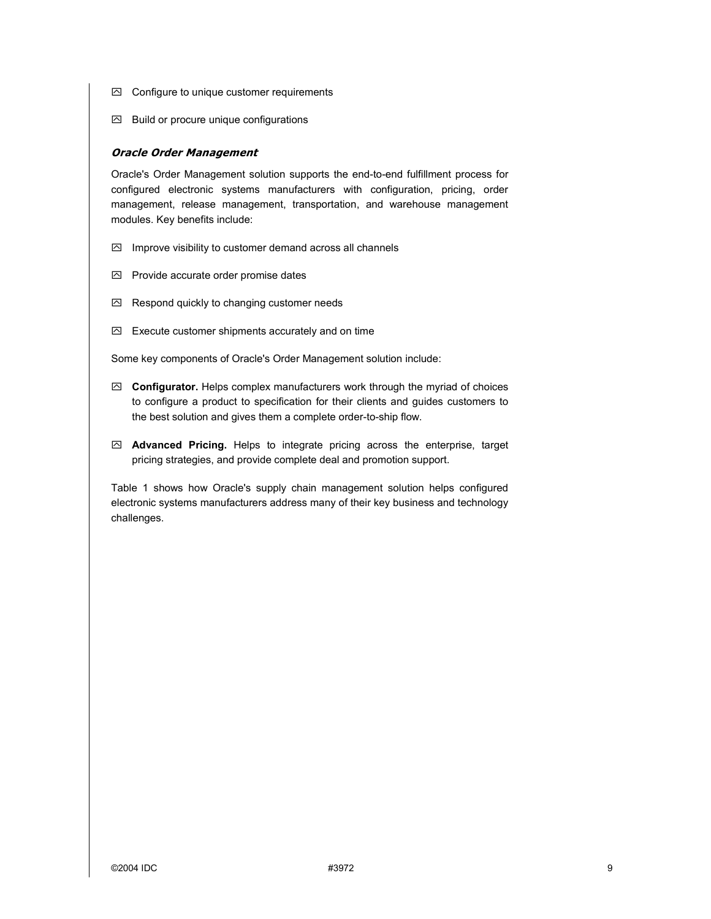- Configure to unique customer requirements
- Build or procure unique configurations

### *Oracle Order Management*

Oracle's Order Management solution supports the end-to-end fulfillment process for configured electronic systems manufacturers with configuration, pricing, order management, release management, transportation, and warehouse management modules. Key benefits include:

- Improve visibility to customer demand across all channels
- Provide accurate order promise dates
- Respond quickly to changing customer needs
- Execute customer shipments accurately and on time

Some key components of Oracle's Order Management solution include:

- **Configurator.** Helps complex manufacturers work through the myriad of choices to configure a product to specification for their clients and guides customers to the best solution and gives them a complete order-to-ship flow.
- **Advanced Pricing.** Helps to integrate pricing across the enterprise, target pricing strategies, and provide complete deal and promotion support.

Table 1 shows how Oracle's supply chain management solution helps configured electronic systems manufacturers address many of their key business and technology challenges.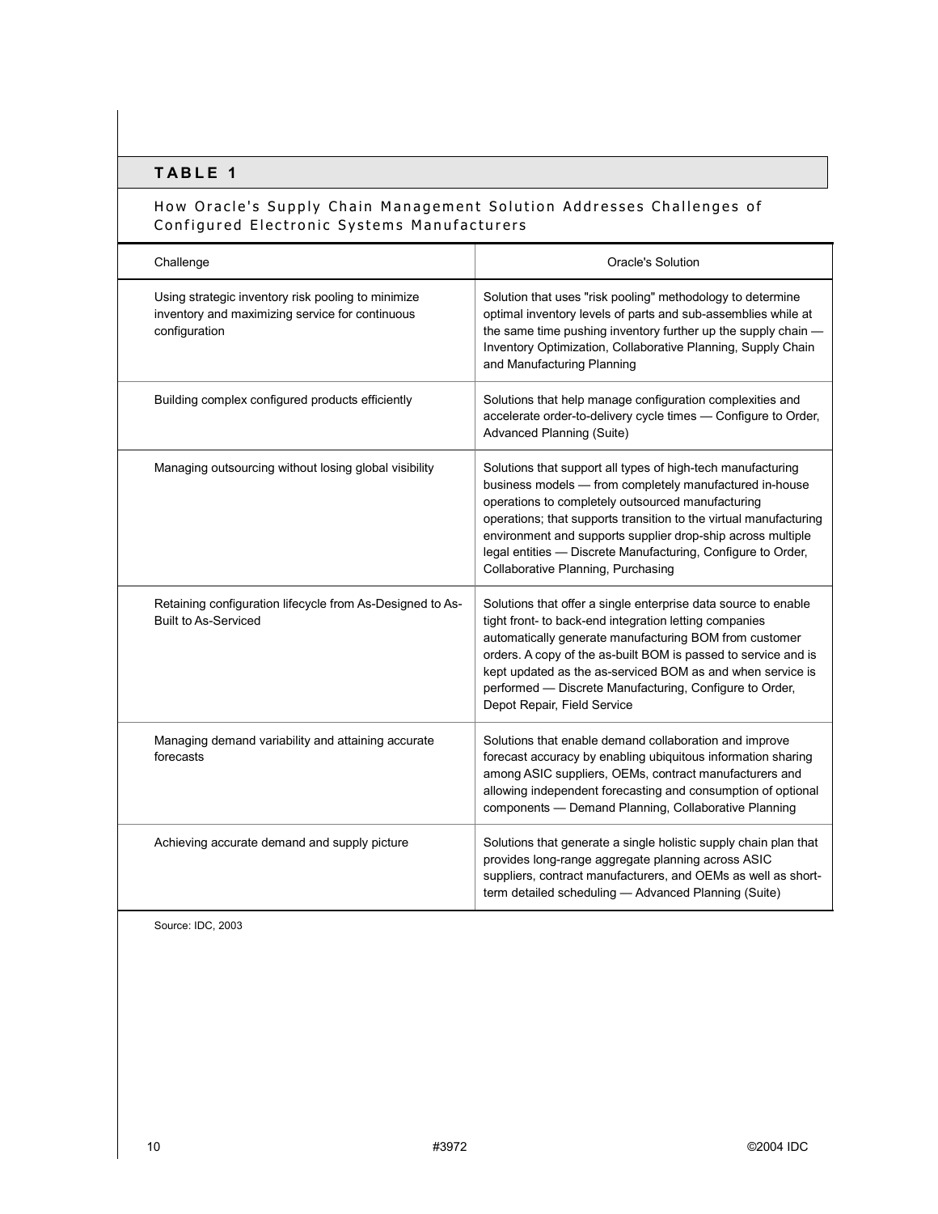## TABLE 1

How Oracle's Supply Chain Management Solution Addresses Challenges of Configured Electronic Systems Manufacturers

| Challenge | Oracle's Solution |
|---|---|
| Using strategic inventory risk pooling to minimize inventory and maximizing service for continuous configuration | Solution that uses "risk pooling" methodology to determine optimal inventory levels of parts and sub-assemblies while at the same time pushing inventory further up the supply chain — Inventory Optimization, Collaborative Planning, Supply Chain and Manufacturing Planning |
| Building complex configured products efficiently | Solutions that help manage configuration complexities and accelerate order-to-delivery cycle times — Configure to Order, Advanced Planning (Suite) |
| Managing outsourcing without losing global visibility | Solutions that support all types of high-tech manufacturing business models — from completely manufactured in-house operations to completely outsourced manufacturing operations; that supports transition to the virtual manufacturing environment and supports supplier drop-ship across multiple legal entities — Discrete Manufacturing, Configure to Order, Collaborative Planning, Purchasing |
| Retaining configuration lifecycle from As-Designed to As-Built to As-Serviced | Solutions that offer a single enterprise data source to enable tight front- to back-end integration letting companies automatically generate manufacturing BOM from customer orders. A copy of the as-built BOM is passed to service and is kept updated as the as-serviced BOM as and when service is performed — Discrete Manufacturing, Configure to Order, Depot Repair, Field Service |
| Managing demand variability and attaining accurate forecasts | Solutions that enable demand collaboration and improve forecast accuracy by enabling ubiquitous information sharing among ASIC suppliers, OEMs, contract manufacturers and allowing independent forecasting and consumption of optional components — Demand Planning, Collaborative Planning |
| Achieving accurate demand and supply picture | Solutions that generate a single holistic supply chain plan that provides long-range aggregate planning across ASIC suppliers, contract manufacturers, and OEMs as well as short-term detailed scheduling — Advanced Planning (Suite) |

Source: IDC, 2003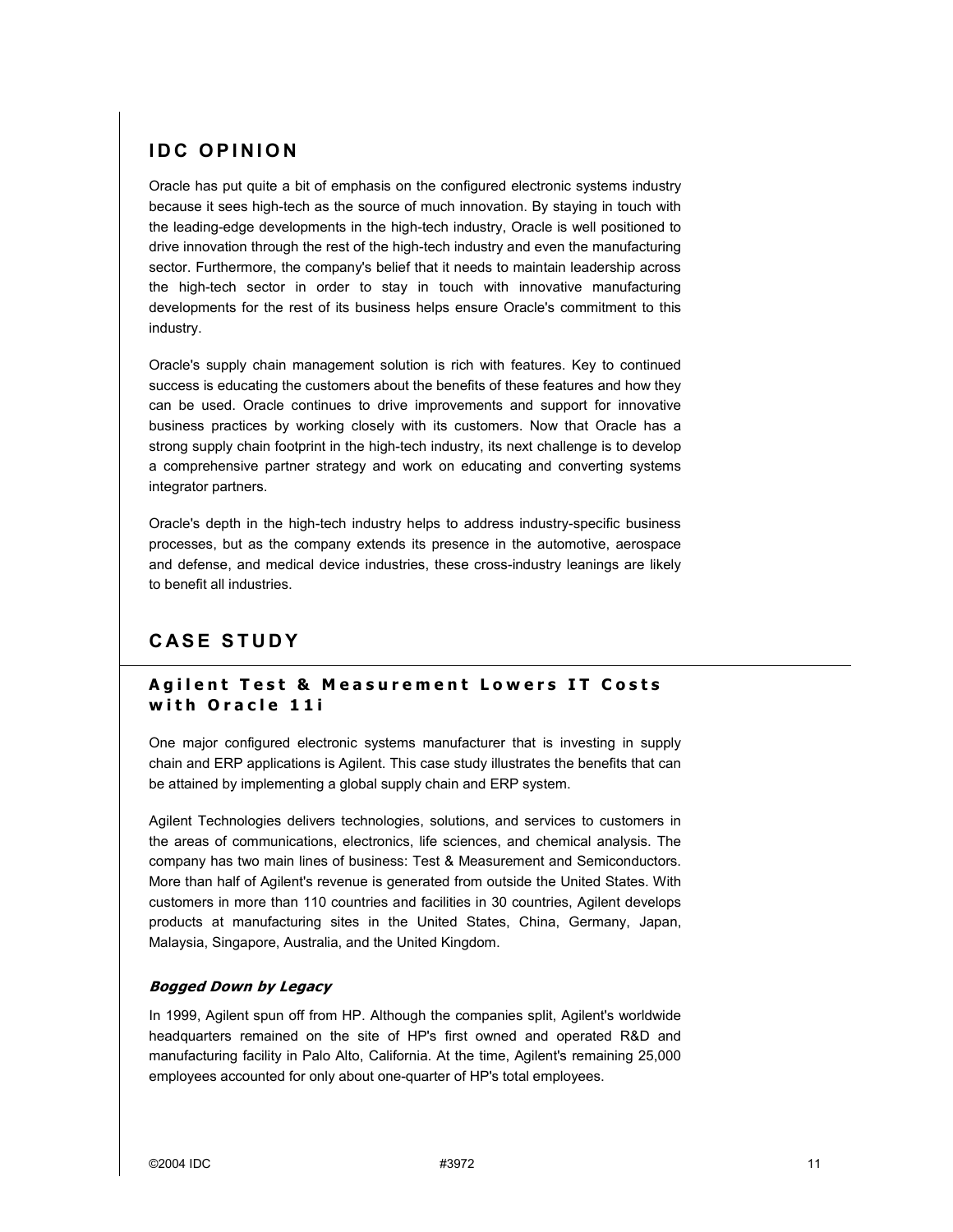## IDC OPINION

Oracle has put quite a bit of emphasis on the configured electronic systems industry because it sees high-tech as the source of much innovation. By staying in touch with the leading-edge developments in the high-tech industry, Oracle is well positioned to drive innovation through the rest of the high-tech industry and even the manufacturing sector. Furthermore, the company's belief that it needs to maintain leadership across the high-tech sector in order to stay in touch with innovative manufacturing developments for the rest of its business helps ensure Oracle's commitment to this industry.

Oracle's supply chain management solution is rich with features. Key to continued success is educating the customers about the benefits of these features and how they can be used. Oracle continues to drive improvements and support for innovative business practices by working closely with its customers. Now that Oracle has a strong supply chain footprint in the high-tech industry, its next challenge is to develop a comprehensive partner strategy and work on educating and converting systems integrator partners.

Oracle's depth in the high-tech industry helps to address industry-specific business processes, but as the company extends its presence in the automotive, aerospace and defense, and medical device industries, these cross-industry leanings are likely to benefit all industries.

## CASE STUDY

### Agilent Test & Measurement Lowers IT Costs with Oracle 11i

One major configured electronic systems manufacturer that is investing in supply chain and ERP applications is Agilent. This case study illustrates the benefits that can be attained by implementing a global supply chain and ERP system.

Agilent Technologies delivers technologies, solutions, and services to customers in the areas of communications, electronics, life sciences, and chemical analysis. The company has two main lines of business: Test & Measurement and Semiconductors. More than half of Agilent's revenue is generated from outside the United States. With customers in more than 110 countries and facilities in 30 countries, Agilent develops products at manufacturing sites in the United States, China, Germany, Japan, Malaysia, Singapore, Australia, and the United Kingdom.

#### *Bogged Down by Legacy*

In 1999, Agilent spun off from HP. Although the companies split, Agilent's worldwide headquarters remained on the site of HP's first owned and operated R&D and manufacturing facility in Palo Alto, California. At the time, Agilent's remaining 25,000 employees accounted for only about one-quarter of HP's total employees.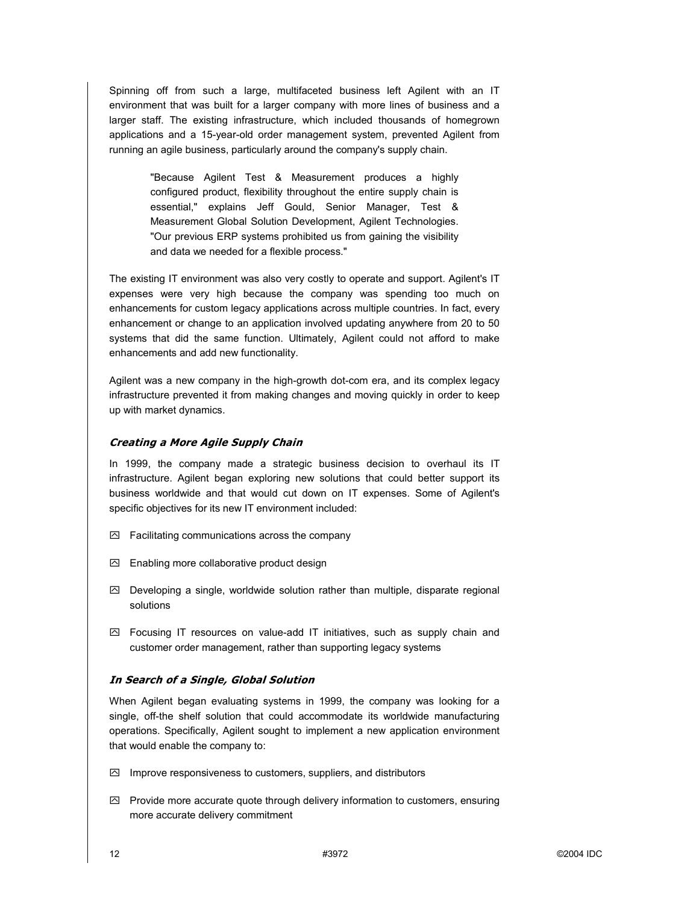Spinning off from such a large, multifaceted business left Agilent with an IT environment that was built for a larger company with more lines of business and a larger staff. The existing infrastructure, which included thousands of homegrown applications and a 15-year-old order management system, prevented Agilent from running an agile business, particularly around the company's supply chain.

> "Because Agilent Test & Measurement produces a highly configured product, flexibility throughout the entire supply chain is essential," explains Jeff Gould, Senior Manager, Test & Measurement Global Solution Development, Agilent Technologies. "Our previous ERP systems prohibited us from gaining the visibility and data we needed for a flexible process."

The existing IT environment was also very costly to operate and support. Agilent's IT expenses were very high because the company was spending too much on enhancements for custom legacy applications across multiple countries. In fact, every enhancement or change to an application involved updating anywhere from 20 to 50 systems that did the same function. Ultimately, Agilent could not afford to make enhancements and add new functionality.

Agilent was a new company in the high-growth dot-com era, and its complex legacy infrastructure prevented it from making changes and moving quickly in order to keep up with market dynamics.

### *Creating a More Agile Supply Chain*

In 1999, the company made a strategic business decision to overhaul its IT infrastructure. Agilent began exploring new solutions that could better support its business worldwide and that would cut down on IT expenses. Some of Agilent's specific objectives for its new IT environment included:

- Facilitating communications across the company
- Enabling more collaborative product design
- Developing a single, worldwide solution rather than multiple, disparate regional solutions
- Focusing IT resources on value-add IT initiatives, such as supply chain and customer order management, rather than supporting legacy systems

### *In Search of a Single, Global Solution*

When Agilent began evaluating systems in 1999, the company was looking for a single, off-the shelf solution that could accommodate its worldwide manufacturing operations. Specifically, Agilent sought to implement a new application environment that would enable the company to:

- Improve responsiveness to customers, suppliers, and distributors
- Provide more accurate quote through delivery information to customers, ensuring more accurate delivery commitment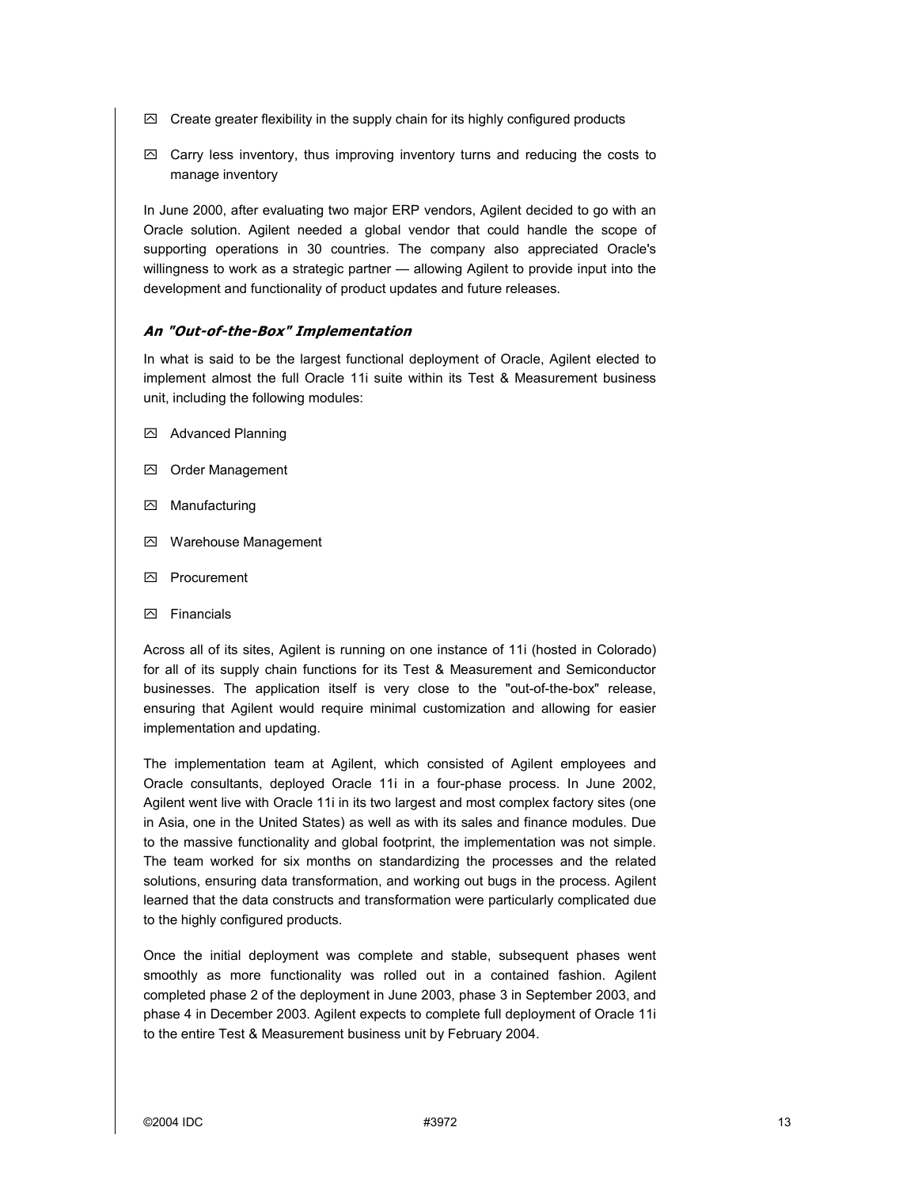- Create greater flexibility in the supply chain for its highly configured products
- Carry less inventory, thus improving inventory turns and reducing the costs to manage inventory

In June 2000, after evaluating two major ERP vendors, Agilent decided to go with an Oracle solution. Agilent needed a global vendor that could handle the scope of supporting operations in 30 countries. The company also appreciated Oracle's willingness to work as a strategic partner — allowing Agilent to provide input into the development and functionality of product updates and future releases.

### *An "Out-of-the-Box" Implementation*

In what is said to be the largest functional deployment of Oracle, Agilent elected to implement almost the full Oracle 11i suite within its Test & Measurement business unit, including the following modules:

- Advanced Planning
- Order Management
- Manufacturing
- Warehouse Management
- Procurement
- Financials

Across all of its sites, Agilent is running on one instance of 11i (hosted in Colorado) for all of its supply chain functions for its Test & Measurement and Semiconductor businesses. The application itself is very close to the "out-of-the-box" release, ensuring that Agilent would require minimal customization and allowing for easier implementation and updating.

The implementation team at Agilent, which consisted of Agilent employees and Oracle consultants, deployed Oracle 11i in a four-phase process. In June 2002, Agilent went live with Oracle 11i in its two largest and most complex factory sites (one in Asia, one in the United States) as well as with its sales and finance modules. Due to the massive functionality and global footprint, the implementation was not simple. The team worked for six months on standardizing the processes and the related solutions, ensuring data transformation, and working out bugs in the process. Agilent learned that the data constructs and transformation were particularly complicated due to the highly configured products.

Once the initial deployment was complete and stable, subsequent phases went smoothly as more functionality was rolled out in a contained fashion. Agilent completed phase 2 of the deployment in June 2003, phase 3 in September 2003, and phase 4 in December 2003. Agilent expects to complete full deployment of Oracle 11i to the entire Test & Measurement business unit by February 2004.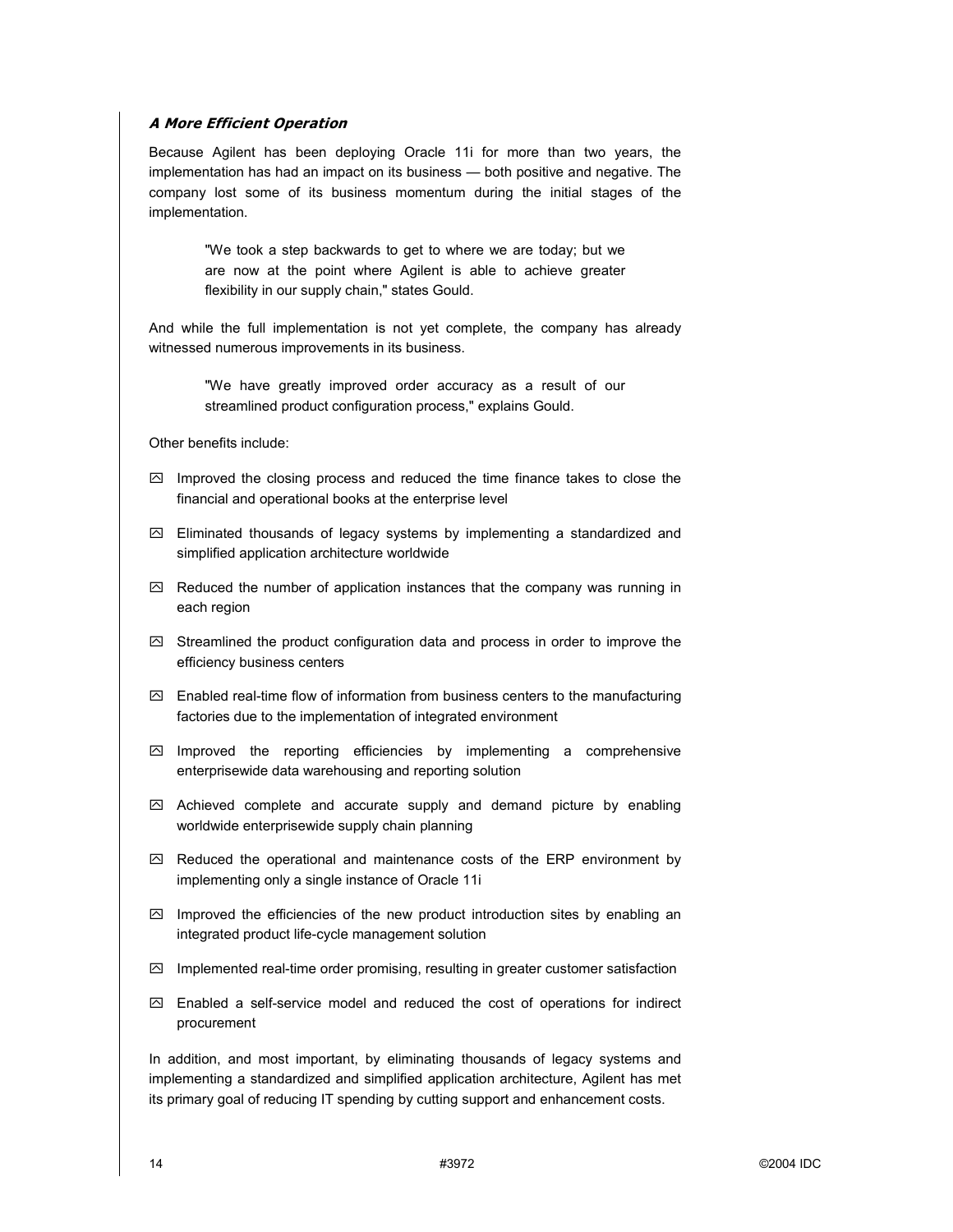### *A More Efficient Operation*

Because Agilent has been deploying Oracle 11i for more than two years, the implementation has had an impact on its business — both positive and negative. The company lost some of its business momentum during the initial stages of the implementation.

> "We took a step backwards to get to where we are today; but we are now at the point where Agilent is able to achieve greater flexibility in our supply chain," states Gould.

And while the full implementation is not yet complete, the company has already witnessed numerous improvements in its business.

> "We have greatly improved order accuracy as a result of our streamlined product configuration process," explains Gould.

Other benefits include:

- Improved the closing process and reduced the time finance takes to close the financial and operational books at the enterprise level
- Eliminated thousands of legacy systems by implementing a standardized and simplified application architecture worldwide
- Reduced the number of application instances that the company was running in each region
- Streamlined the product configuration data and process in order to improve the efficiency business centers
- Enabled real-time flow of information from business centers to the manufacturing factories due to the implementation of integrated environment
- Improved the reporting efficiencies by implementing a comprehensive enterprisewide data warehousing and reporting solution
- Achieved complete and accurate supply and demand picture by enabling worldwide enterprisewide supply chain planning
- Reduced the operational and maintenance costs of the ERP environment by implementing only a single instance of Oracle 11i
- Improved the efficiencies of the new product introduction sites by enabling an integrated product life-cycle management solution
- Implemented real-time order promising, resulting in greater customer satisfaction
- Enabled a self-service model and reduced the cost of operations for indirect procurement

In addition, and most important, by eliminating thousands of legacy systems and implementing a standardized and simplified application architecture, Agilent has met its primary goal of reducing IT spending by cutting support and enhancement costs.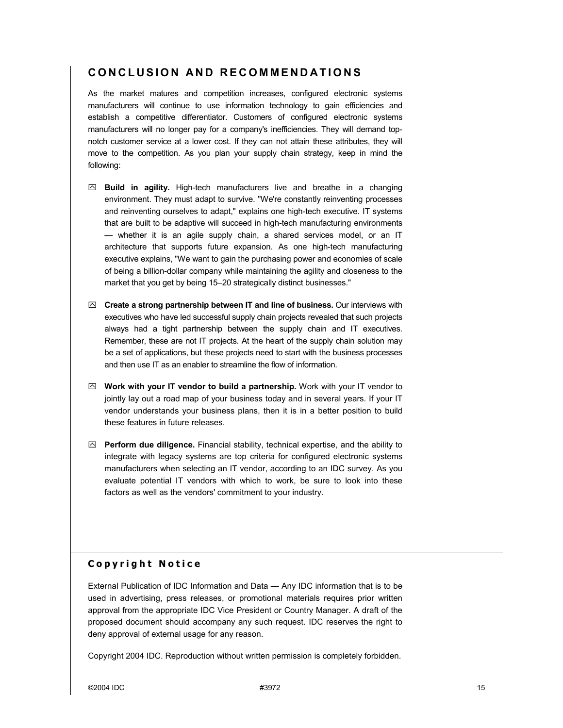## CONCLUSION AND RECOMMENDATIONS

As the market matures and competition increases, configured electronic systems manufacturers will continue to use information technology to gain efficiencies and establish a competitive differentiator. Customers of configured electronic systems manufacturers will no longer pay for a company's inefficiencies. They will demand top-notch customer service at a lower cost. If they can not attain these attributes, they will move to the competition. As you plan your supply chain strategy, keep in mind the following:

- **Build in agility.** High-tech manufacturers live and breathe in a changing environment. They must adapt to survive. "We're constantly reinventing processes and reinventing ourselves to adapt," explains one high-tech executive. IT systems that are built to be adaptive will succeed in high-tech manufacturing environments — whether it is an agile supply chain, a shared services model, or an IT architecture that supports future expansion. As one high-tech manufacturing executive explains, "We want to gain the purchasing power and economies of scale of being a billion-dollar company while maintaining the agility and closeness to the market that you get by being 15–20 strategically distinct businesses."

- **Create a strong partnership between IT and line of business.** Our interviews with executives who have led successful supply chain projects revealed that such projects always had a tight partnership between the supply chain and IT executives. Remember, these are not IT projects. At the heart of the supply chain solution may be a set of applications, but these projects need to start with the business processes and then use IT as an enabler to streamline the flow of information.

- **Work with your IT vendor to build a partnership.** Work with your IT vendor to jointly lay out a road map of your business today and in several years. If your IT vendor understands your business plans, then it is in a better position to build these features in future releases.

- **Perform due diligence.** Financial stability, technical expertise, and the ability to integrate with legacy systems are top criteria for configured electronic systems manufacturers when selecting an IT vendor, according to an IDC survey. As you evaluate potential IT vendors with which to work, be sure to look into these factors as well as the vendors' commitment to your industry.

### Copyright Notice

External Publication of IDC Information and Data — Any IDC information that is to be used in advertising, press releases, or promotional materials requires prior written approval from the appropriate IDC Vice President or Country Manager. A draft of the proposed document should accompany any such request. IDC reserves the right to deny approval of external usage for any reason.

Copyright 2004 IDC. Reproduction without written permission is completely forbidden.